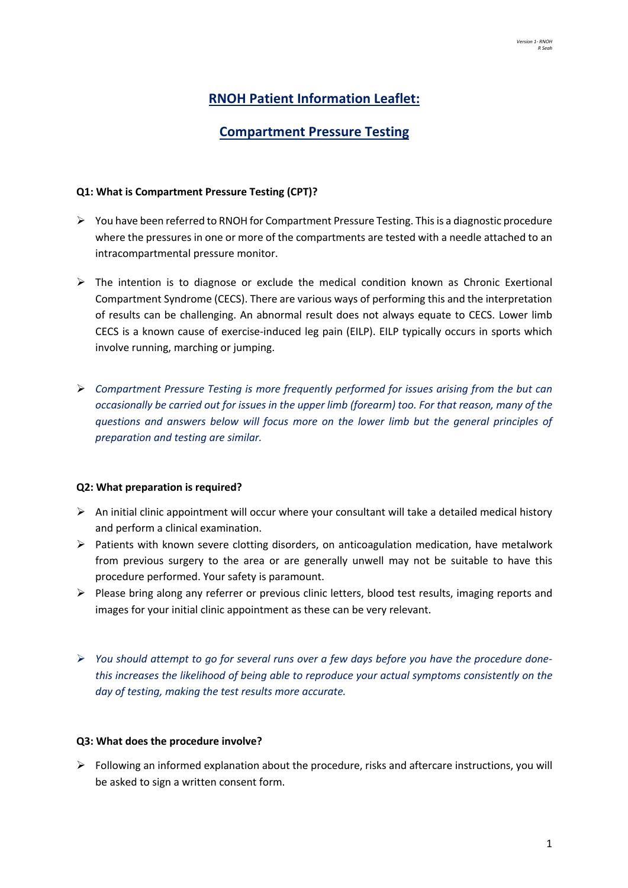# RNOH Patient Information Leaflet:

## Compartment Pressure Testing

**Q1: What is Compartment Pressure Testing (CPT)?**

- You have been referred to RNOH for Compartment Pressure Testing. This is a diagnostic procedure where the pressures in one or more of the compartments are tested with a needle attached to an intracompartmental pressure monitor.

- The intention is to diagnose or exclude the medical condition known as Chronic Exertional Compartment Syndrome (CECS). There are various ways of performing this and the interpretation of results can be challenging. An abnormal result does not always equate to CECS. Lower limb CECS is a known cause of exercise-induced leg pain (EILP). EILP typically occurs in sports which involve running, marching or jumping.

- *Compartment Pressure Testing is more frequently performed for issues arising from the but can occasionally be carried out for issues in the upper limb (forearm) too. For that reason, many of the questions and answers below will focus more on the lower limb but the general principles of preparation and testing are similar.*

**Q2: What preparation is required?**

- An initial clinic appointment will occur where your consultant will take a detailed medical history and perform a clinical examination.
- Patients with known severe clotting disorders, on anticoagulation medication, have metalwork from previous surgery to the area or are generally unwell may not be suitable to have this procedure performed. Your safety is paramount.
- Please bring along any referrer or previous clinic letters, blood test results, imaging reports and images for your initial clinic appointment as these can be very relevant.

- *You should attempt to go for several runs over a few days before you have the procedure done- this increases the likelihood of being able to reproduce your actual symptoms consistently on the day of testing, making the test results more accurate.*

**Q3: What does the procedure involve?**

- Following an informed explanation about the procedure, risks and aftercare instructions, you will be asked to sign a written consent form.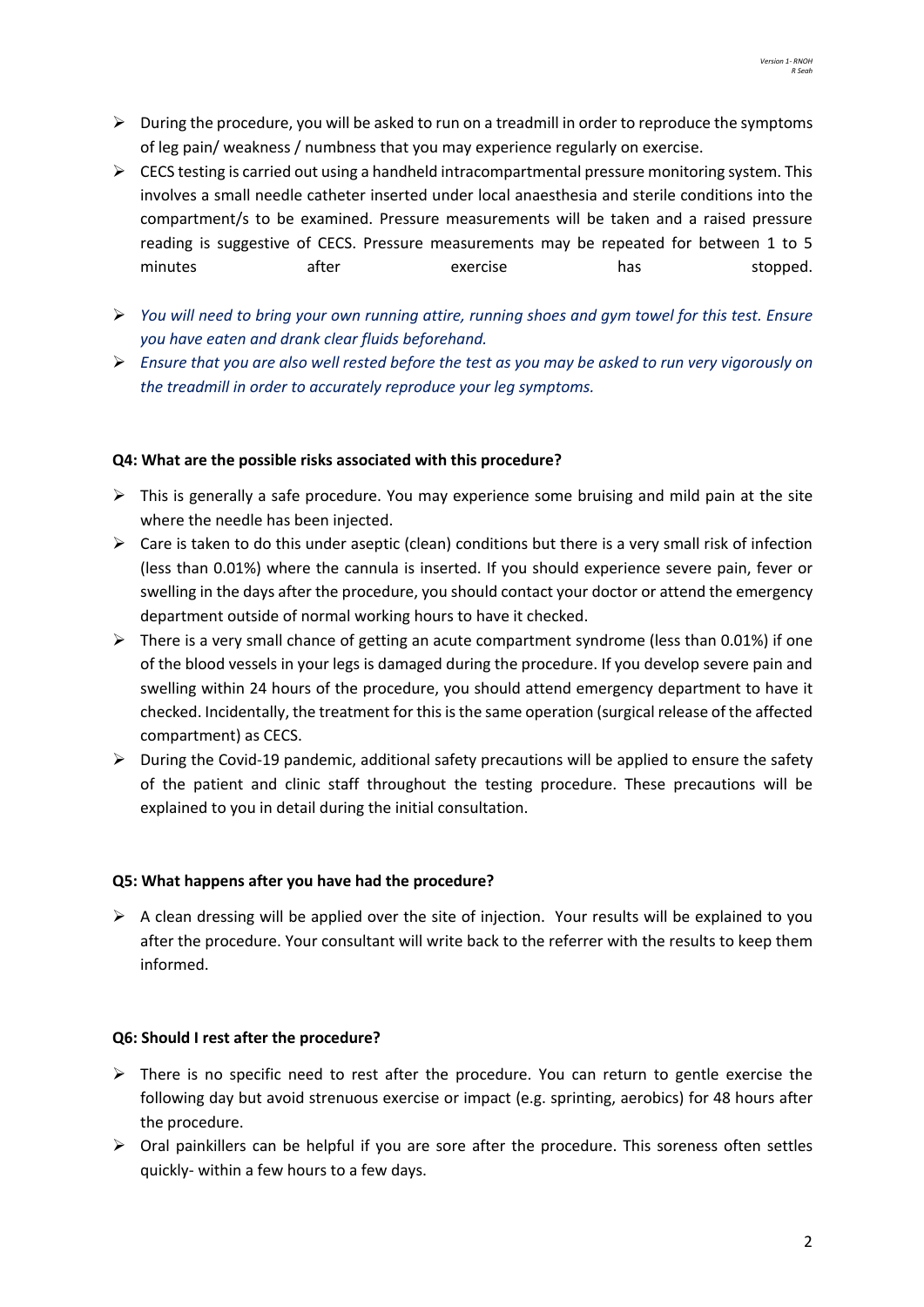- During the procedure, you will be asked to run on a treadmill in order to reproduce the symptoms of leg pain/ weakness / numbness that you may experience regularly on exercise.
- CECS testing is carried out using a handheld intracompartmental pressure monitoring system. This involves a small needle catheter inserted under local anaesthesia and sterile conditions into the compartment/s to be examined. Pressure measurements will be taken and a raised pressure reading is suggestive of CECS. Pressure measurements may be repeated for between 1 to 5 minutes after exercise has stopped.
- *You will need to bring your own running attire, running shoes and gym towel for this test. Ensure you have eaten and drank clear fluids beforehand.*
- *Ensure that you are also well rested before the test as you may be asked to run very vigorously on the treadmill in order to accurately reproduce your leg symptoms.*

**Q4: What are the possible risks associated with this procedure?**

- This is generally a safe procedure. You may experience some bruising and mild pain at the site where the needle has been injected.
- Care is taken to do this under aseptic (clean) conditions but there is a very small risk of infection (less than 0.01%) where the cannula is inserted. If you should experience severe pain, fever or swelling in the days after the procedure, you should contact your doctor or attend the emergency department outside of normal working hours to have it checked.
- There is a very small chance of getting an acute compartment syndrome (less than 0.01%) if one of the blood vessels in your legs is damaged during the procedure. If you develop severe pain and swelling within 24 hours of the procedure, you should attend emergency department to have it checked. Incidentally, the treatment for this is the same operation (surgical release of the affected compartment) as CECS.
- During the Covid-19 pandemic, additional safety precautions will be applied to ensure the safety of the patient and clinic staff throughout the testing procedure. These precautions will be explained to you in detail during the initial consultation.

**Q5: What happens after you have had the procedure?**

- A clean dressing will be applied over the site of injection. Your results will be explained to you after the procedure. Your consultant will write back to the referrer with the results to keep them informed.

**Q6: Should I rest after the procedure?**

- There is no specific need to rest after the procedure. You can return to gentle exercise the following day but avoid strenuous exercise or impact (e.g. sprinting, aerobics) for 48 hours after the procedure.
- Oral painkillers can be helpful if you are sore after the procedure. This soreness often settles quickly- within a few hours to a few days.